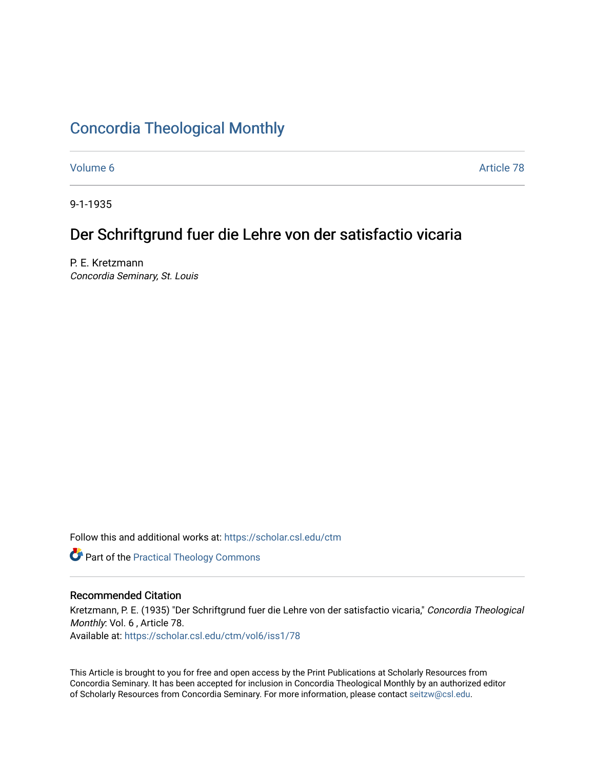# Concordia Theological Monthly

Volume 6 | Article 78

9-1-1935

## Der Schriftgrund fuer die Lehre von der satisfactio vicaria

P. E. Kretzmann
*Concordia Seminary, St. Louis*

Follow this and additional works at: https://scholar.csl.edu/ctm

Part of the Practical Theology Commons

### Recommended Citation

Kretzmann, P. E. (1935) "Der Schriftgrund fuer die Lehre von der satisfactio vicaria," *Concordia Theological Monthly*: Vol. 6 , Article 78.
Available at: https://scholar.csl.edu/ctm/vol6/iss1/78

This Article is brought to you for free and open access by the Print Publications at Scholarly Resources from Concordia Seminary. It has been accepted for inclusion in Concordia Theological Monthly by an authorized editor of Scholarly Resources from Concordia Seminary. For more information, please contact seitzw@csl.edu.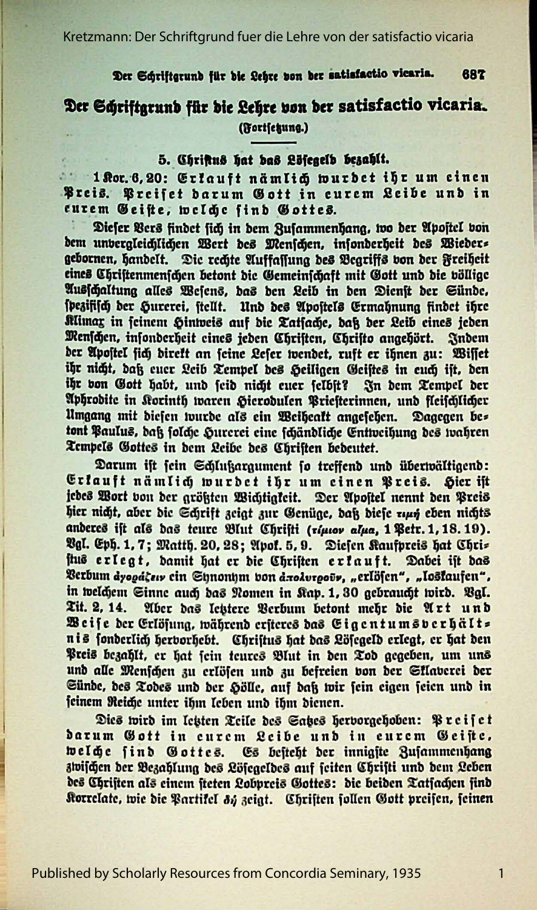# Der Schriftgrund für die Lehre von der satisfactio vicaria.

(Fortsetzung.)

## 5. Christus hat das Lösegeld bezahlt.

1 Kor. 6, 20: **Erkauft nämlich wurdet ihr um einen Preis. Preiset darum Gott in eurem Leibe und in eurem Geiste, welche sind Gottes.**

Dieser Vers findet sich in dem Zusammenhang, wo der Apostel von dem unvergleichlichen Wert des Menschen, insonderheit des Wiedergebornen, handelt. Die rechte Auffassung des Begriffs von der Freiheit eines Christenmenschen betont die Gemeinschaft mit Gott und die völlige Ausschaltung alles Wesens, das den Leib in den Dienst der Sünde, spezifisch der Hurerei, stellt. Und des Apostels Ermahnung findet ihre Klimax in seinem Hinweis auf die Tatsache, daß der Leib eines jeden Menschen, insonderheit eines jeden Christen, Christo angehört. Indem der Apostel sich direkt an seine Leser wendet, ruft er ihnen zu: Wisset ihr nicht, daß euer Leib Tempel des Heiligen Geistes in euch ist, den ihr von Gott habt, und seid nicht euer selbst? In dem Tempel der Aphrodite in Korinth waren Hierodulen Priesterinnen, und fleischlicher Umgang mit diesen wurde als ein Weiheakt angesehen. Dagegen betont Paulus, daß solche Hurerei eine schändliche Entweihung des wahren Tempels Gottes in dem Leibe des Christen bedeutet.

Darum ist sein Schlußargument so treffend und überwältigend: **Erkauft nämlich wurdet ihr um einen Preis.** Hier ist jedes Wort von der größten Wichtigkeit. Der Apostel nennt den Preis hier nicht, aber die Schrift zeigt zur Genüge, daß diese τιμή eben nichts anderes ist als das teure Blut Christi (τίμιον αἷμα, 1 Petr. 1, 18. 19). Vgl. Eph. 1, 7; Matth. 20, 28; Apok. 5, 9. Diesen Kaufpreis hat Christus **erlegt**, damit hat er die Christen **erkauft**. Dabei ist das Verbum ἀγοράζειν ein Synonym von ἀπολυτροῦν, „erlösen", „loskaufen", in welchem Sinne auch das Nomen in Kap. 1, 30 gebraucht wird. Vgl. Tit. 2, 14. Aber das letztere Verbum betont mehr die **Art und Weise** der Erlösung, während ersteres das **Eigentumsverhältnis** sonderlich hervorhebt. Christus hat das Lösegeld erlegt, er hat den Preis bezahlt, er hat sein teures Blut in den Tod gegeben, um uns und alle Menschen zu erlösen und zu befreien von der Sklaverei der Sünde, des Todes und der Hölle, auf daß wir sein eigen seien und in seinem Reiche unter ihm leben und ihm dienen.

Dies wird im letzten Teile des Satzes hervorgehoben: **Preiset darum Gott in eurem Leibe und in eurem Geiste, welche sind Gottes.** Es besteht der innigste Zusammenhang zwischen der Bezahlung des Lösegeldes auf seiten Christi und dem Leben des Christen als einem steten Lobpreis Gottes: die beiden Tatsachen sind Korrelate, wie die Partikel δή zeigt. Christen sollen Gott preisen, seinen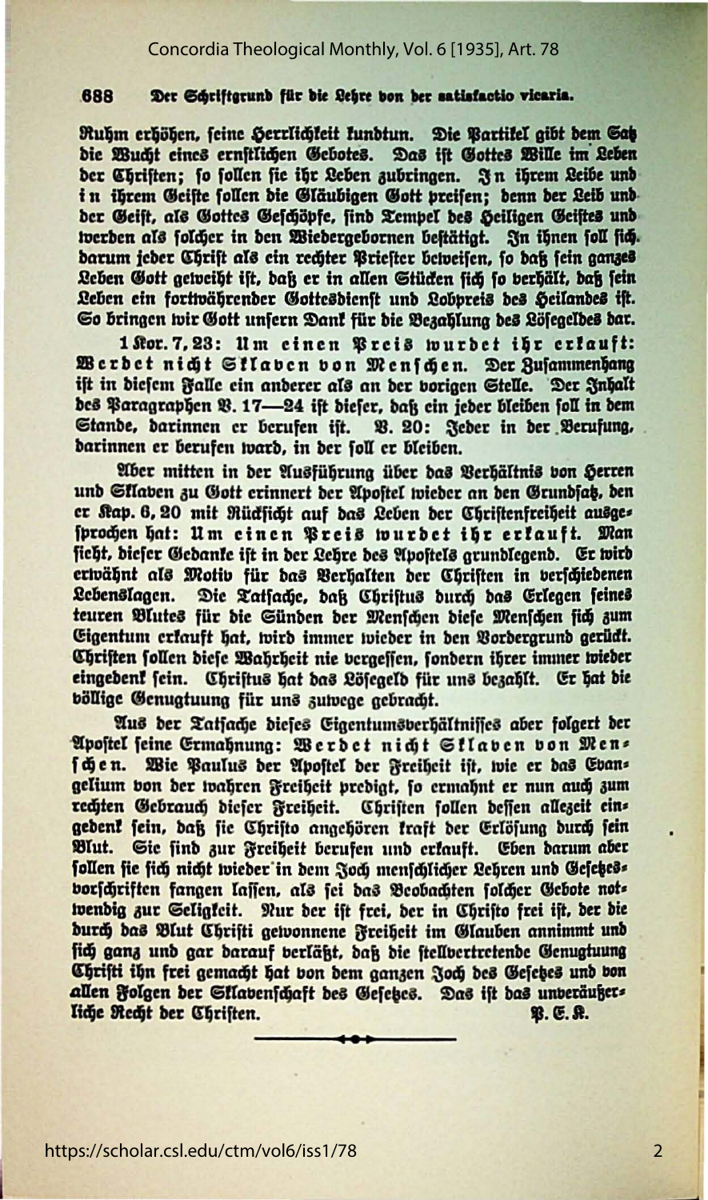Ruhm erhöhen, seine Herrlichkeit kundtun. Die Partikel gibt dem Satz die Wucht eines ernstlichen Gebotes. Das ist Gottes Wille im Leben der Christen; so sollen sie ihr Leben zubringen. In ihrem Leibe und in ihrem Geiste sollen die Gläubigen Gott preisen; denn der Leib und der Geist, als Gottes Geschöpfe, sind Tempel des Heiligen Geistes und werden als solcher in den Wiedergebornen bestätigt. In ihnen soll sich darum jeder Christ als ein rechter Priester beweisen, so daß sein ganzes Leben Gott geweiht ist, daß er in allen Stücken sich so verhält, daß sein Leben ein fortwährender Gottesdienst und Lobpreis des Heilandes ist. So bringen wir Gott unsern Dank für die Bezahlung des Lösegeldes dar.

1 Kor. 7, 23: **Um einen Preis wurdet ihr erkauft: Werdet nicht Sklaven von Menschen.** Der Zusammenhang ist in diesem Falle ein anderer als an der vorigen Stelle. Der Inhalt des Paragraphen V. 17—24 ist dieser, daß ein jeder bleiben soll in dem Stande, darinnen er berufen ist. V. 20: Jeder in der Berufung, darinnen er berufen ward, in der soll er bleiben.

Aber mitten in der Ausführung über das Verhältnis von Herren und Sklaven zu Gott erinnert der Apostel wieder an den Grundsatz, den er Kap. 6, 20 mit Rücksicht auf das Leben der Christenfreiheit ausgesprochen hat: **Um einen Preis wurdet ihr erkauft.** Man sieht, dieser Gedanke ist in der Lehre des Apostels grundlegend. Er wird erwähnt als Motiv für das Verhalten der Christen in verschiedenen Lebenslagen. Die Tatsache, daß Christus durch das Erlegen seines teuren Blutes für die Sünden der Menschen diese Menschen sich zum Eigentum erkauft hat, wird immer wieder in den Vordergrund gerückt. Christen sollen diese Wahrheit nie vergessen, sondern ihrer immer wieder eingedenk sein. Christus hat das Lösegeld für uns bezahlt. Er hat die völlige Genugtuung für uns zuwege gebracht.

Aus der Tatsache dieses Eigentumsverhältnisses aber folgert der Apostel seine Ermahnung: **Werdet nicht Sklaven von Menschen.** Wie Paulus der Apostel der Freiheit ist, wie er das Evangelium von der wahren Freiheit predigt, so ermahnt er nun auch zum rechten Gebrauch dieser Freiheit. Christen sollen dessen allezeit eingedenk sein, daß sie Christo angehören kraft der Erlösung durch sein Blut. Sie sind zur Freiheit berufen und erkauft. Eben darum aber sollen sie sich nicht wieder in dem Joch menschlicher Lehren und Gesetzesvorschriften fangen lassen, als sei das Beobachten solcher Gebote notwendig zur Seligkeit. Nur der ist frei, der in Christo frei ist, der die durch das Blut Christi gewonnene Freiheit im Glauben annimmt und sich ganz und gar darauf verläßt, daß die stellvertretende Genugtuung Christi ihn frei gemacht hat von dem ganzen Joch des Gesetzes und von allen Folgen der Sklavenschaft des Gesetzes. Das ist das unveräußerliche Recht der Christen.

P. E. K.